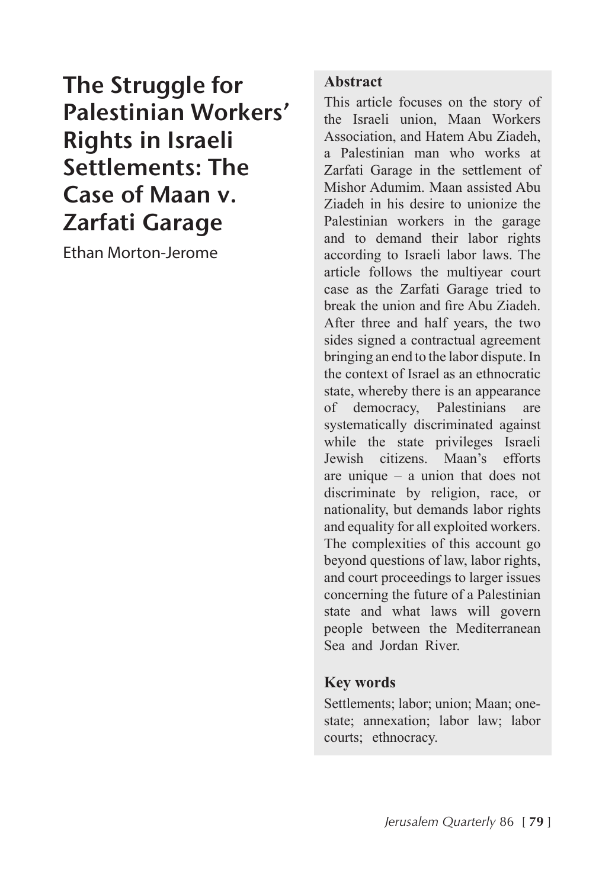# The Struggle for Palestinian Workers' Rights in Israeli Settlements: The Case of Maan v. Zarfati Garage

Ethan Morton-Jerome

### Abstract

This article focuses on the story of the Israeli union, Maan Workers Association, and Hatem Abu Ziadeh, a Palestinian man who works at Zarfati Garage in the settlement of Mishor Adumim. Maan assisted Abu Ziadeh in his desire to unionize the Palestinian workers in the garage and to demand their labor rights according to Israeli labor laws. The article follows the multiyear court case as the Zarfati Garage tried to break the union and fire Abu Ziadeh. After three and half years, the two sides signed a contractual agreement bringing an end to the labor dispute. In the context of Israel as an ethnocratic state, whereby there is an appearance of democracy, Palestinians are systematically discriminated against while the state privileges Israeli Jewish citizens. Maan's efforts are unique – a union that does not discriminate by religion, race, or nationality, but demands labor rights and equality for all exploited workers. The complexities of this account go beyond questions of law, labor rights, and court proceedings to larger issues concerning the future of a Palestinian state and what laws will govern people between the Mediterranean Sea and Jordan River.

### Key words

Settlements; labor; union; Maan; one-state; annexation; labor law; labor courts; ethnocracy.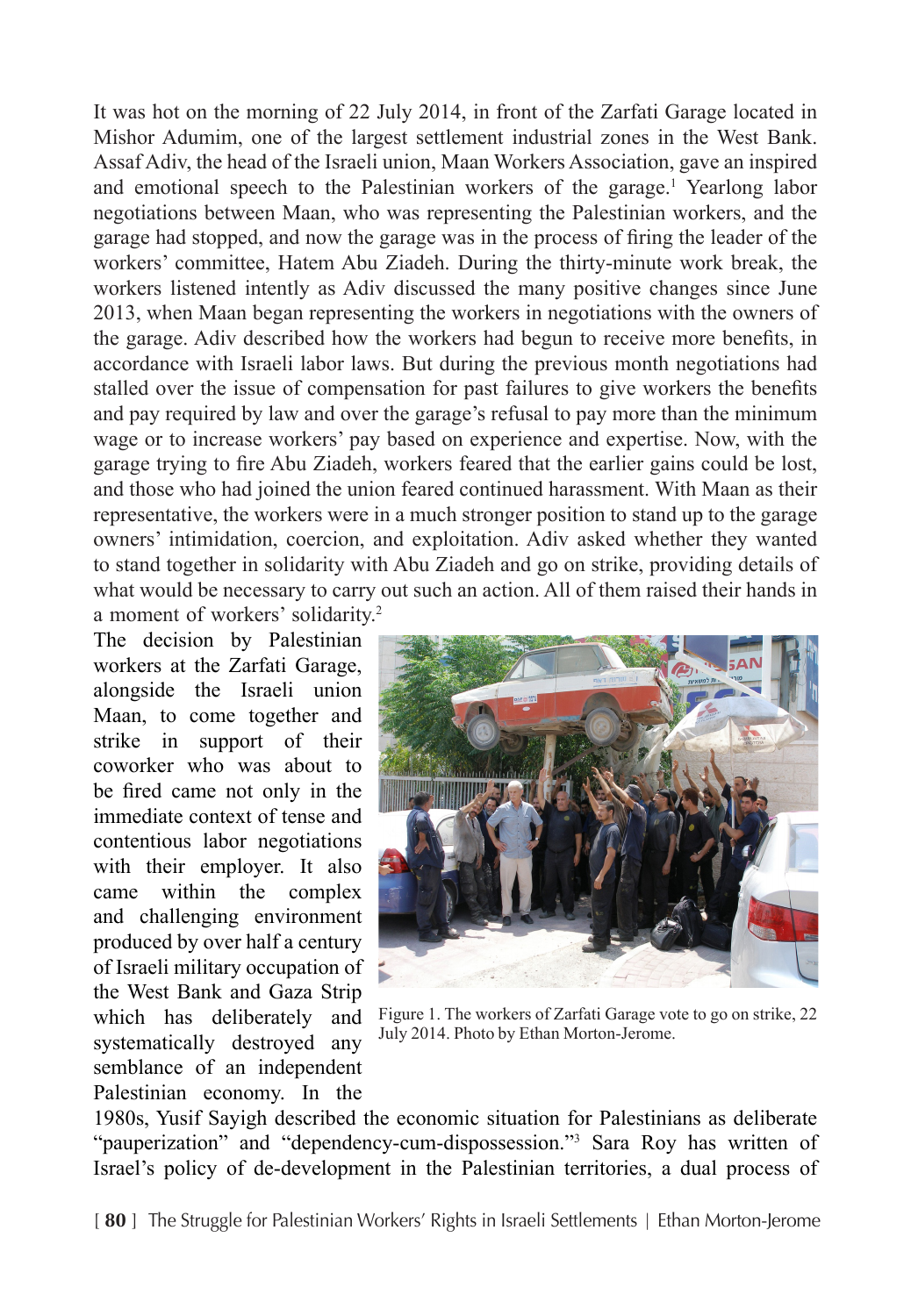It was hot on the morning of 22 July 2014, in front of the Zarfati Garage located in Mishor Adumim, one of the largest settlement industrial zones in the West Bank. Assaf Adiv, the head of the Israeli union, Maan Workers Association, gave an inspired and emotional speech to the Palestinian workers of the garage.[1] Yearlong labor negotiations between Maan, who was representing the Palestinian workers, and the garage had stopped, and now the garage was in the process of firing the leader of the workers' committee, Hatem Abu Ziadeh. During the thirty-minute work break, the workers listened intently as Adiv discussed the many positive changes since June 2013, when Maan began representing the workers in negotiations with the owners of the garage. Adiv described how the workers had begun to receive more benefits, in accordance with Israeli labor laws. But during the previous month negotiations had stalled over the issue of compensation for past failures to give workers the benefits and pay required by law and over the garage's refusal to pay more than the minimum wage or to increase workers' pay based on experience and expertise. Now, with the garage trying to fire Abu Ziadeh, workers feared that the earlier gains could be lost, and those who had joined the union feared continued harassment. With Maan as their representative, the workers were in a much stronger position to stand up to the garage owners' intimidation, coercion, and exploitation. Adiv asked whether they wanted to stand together in solidarity with Abu Ziadeh and go on strike, providing details of what would be necessary to carry out such an action. All of them raised their hands in a moment of workers' solidarity.[2]

The decision by Palestinian workers at the Zarfati Garage, alongside the Israeli union Maan, to come together and strike in support of their coworker who was about to be fired came not only in the immediate context of tense and contentious labor negotiations with their employer. It also came within the complex and challenging environment produced by over half a century of Israeli military occupation of the West Bank and Gaza Strip which has deliberately and systematically destroyed any semblance of an independent Palestinian economy. In the 1980s, Yusif Sayigh described the economic situation for Palestinians as deliberate "pauperization" and "dependency-cum-dispossession."[3] Sara Roy has written of Israel's policy of de-development in the Palestinian territories, a dual process of

Figure 1. The workers of Zarfati Garage vote to go on strike, 22 July 2014. Photo by Ethan Morton-Jerome.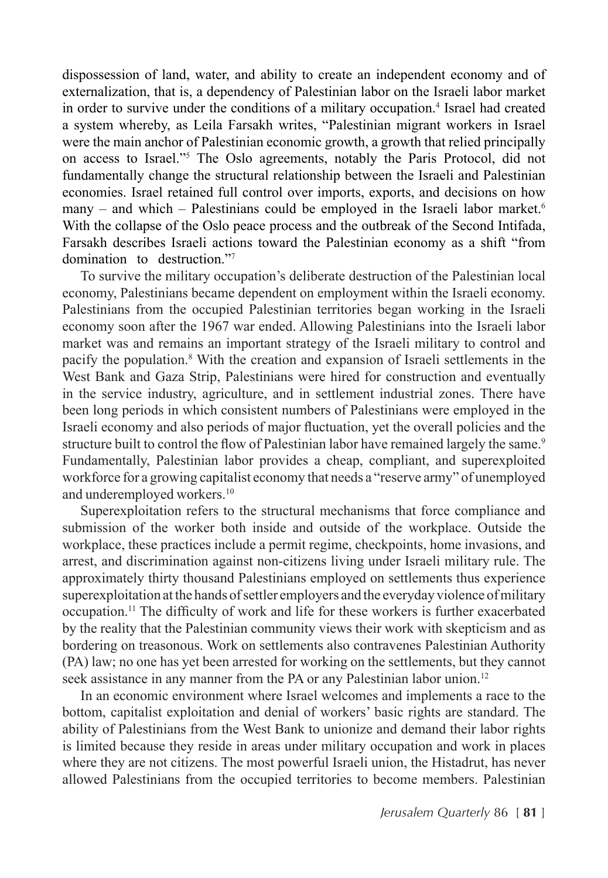dispossession of land, water, and ability to create an independent economy and of externalization, that is, a dependency of Palestinian labor on the Israeli labor market in order to survive under the conditions of a military occupation.[4] Israel had created a system whereby, as Leila Farsakh writes, "Palestinian migrant workers in Israel were the main anchor of Palestinian economic growth, a growth that relied principally on access to Israel."[5] The Oslo agreements, notably the Paris Protocol, did not fundamentally change the structural relationship between the Israeli and Palestinian economies. Israel retained full control over imports, exports, and decisions on how many – and which – Palestinians could be employed in the Israeli labor market.[6] With the collapse of the Oslo peace process and the outbreak of the Second Intifada, Farsakh describes Israeli actions toward the Palestinian economy as a shift "from domination to destruction."[7]

To survive the military occupation's deliberate destruction of the Palestinian local economy, Palestinians became dependent on employment within the Israeli economy. Palestinians from the occupied Palestinian territories began working in the Israeli economy soon after the 1967 war ended. Allowing Palestinians into the Israeli labor market was and remains an important strategy of the Israeli military to control and pacify the population.[8] With the creation and expansion of Israeli settlements in the West Bank and Gaza Strip, Palestinians were hired for construction and eventually in the service industry, agriculture, and in settlement industrial zones. There have been long periods in which consistent numbers of Palestinians were employed in the Israeli economy and also periods of major fluctuation, yet the overall policies and the structure built to control the flow of Palestinian labor have remained largely the same.[9] Fundamentally, Palestinian labor provides a cheap, compliant, and superexploited workforce for a growing capitalist economy that needs a "reserve army" of unemployed and underemployed workers.[10]

Superexploitation refers to the structural mechanisms that force compliance and submission of the worker both inside and outside of the workplace. Outside the workplace, these practices include a permit regime, checkpoints, home invasions, and arrest, and discrimination against non-citizens living under Israeli military rule. The approximately thirty thousand Palestinians employed on settlements thus experience superexploitation at the hands of settler employers and the everyday violence of military occupation.[11] The difficulty of work and life for these workers is further exacerbated by the reality that the Palestinian community views their work with skepticism and as bordering on treasonous. Work on settlements also contravenes Palestinian Authority (PA) law; no one has yet been arrested for working on the settlements, but they cannot seek assistance in any manner from the PA or any Palestinian labor union.[12]

In an economic environment where Israel welcomes and implements a race to the bottom, capitalist exploitation and denial of workers' basic rights are standard. The ability of Palestinians from the West Bank to unionize and demand their labor rights is limited because they reside in areas under military occupation and work in places where they are not citizens. The most powerful Israeli union, the Histadrut, has never allowed Palestinians from the occupied territories to become members. Palestinian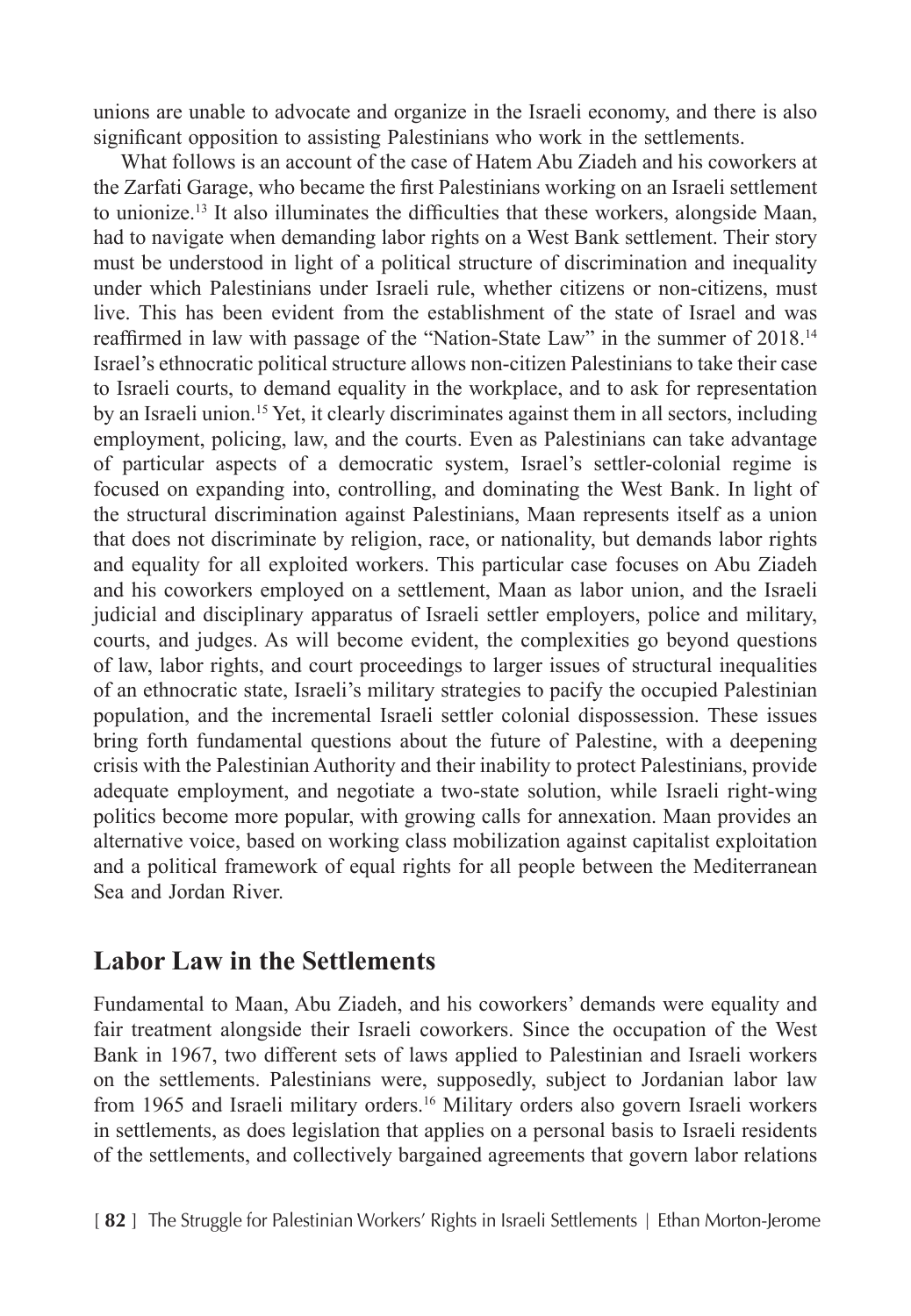unions are unable to advocate and organize in the Israeli economy, and there is also significant opposition to assisting Palestinians who work in the settlements.

What follows is an account of the case of Hatem Abu Ziadeh and his coworkers at the Zarfati Garage, who became the first Palestinians working on an Israeli settlement to unionize.[13] It also illuminates the difficulties that these workers, alongside Maan, had to navigate when demanding labor rights on a West Bank settlement. Their story must be understood in light of a political structure of discrimination and inequality under which Palestinians under Israeli rule, whether citizens or non-citizens, must live. This has been evident from the establishment of the state of Israel and was reaffirmed in law with passage of the "Nation-State Law" in the summer of 2018.[14] Israel's ethnocratic political structure allows non-citizen Palestinians to take their case to Israeli courts, to demand equality in the workplace, and to ask for representation by an Israeli union.[15] Yet, it clearly discriminates against them in all sectors, including employment, policing, law, and the courts. Even as Palestinians can take advantage of particular aspects of a democratic system, Israel's settler-colonial regime is focused on expanding into, controlling, and dominating the West Bank. In light of the structural discrimination against Palestinians, Maan represents itself as a union that does not discriminate by religion, race, or nationality, but demands labor rights and equality for all exploited workers. This particular case focuses on Abu Ziadeh and his coworkers employed on a settlement, Maan as labor union, and the Israeli judicial and disciplinary apparatus of Israeli settler employers, police and military, courts, and judges. As will become evident, the complexities go beyond questions of law, labor rights, and court proceedings to larger issues of structural inequalities of an ethnocratic state, Israeli's military strategies to pacify the occupied Palestinian population, and the incremental Israeli settler colonial dispossession. These issues bring forth fundamental questions about the future of Palestine, with a deepening crisis with the Palestinian Authority and their inability to protect Palestinians, provide adequate employment, and negotiate a two-state solution, while Israeli right-wing politics become more popular, with growing calls for annexation. Maan provides an alternative voice, based on working class mobilization against capitalist exploitation and a political framework of equal rights for all people between the Mediterranean Sea and Jordan River.

## Labor Law in the Settlements

Fundamental to Maan, Abu Ziadeh, and his coworkers' demands were equality and fair treatment alongside their Israeli coworkers. Since the occupation of the West Bank in 1967, two different sets of laws applied to Palestinian and Israeli workers on the settlements. Palestinians were, supposedly, subject to Jordanian labor law from 1965 and Israeli military orders.[16] Military orders also govern Israeli workers in settlements, as does legislation that applies on a personal basis to Israeli residents of the settlements, and collectively bargained agreements that govern labor relations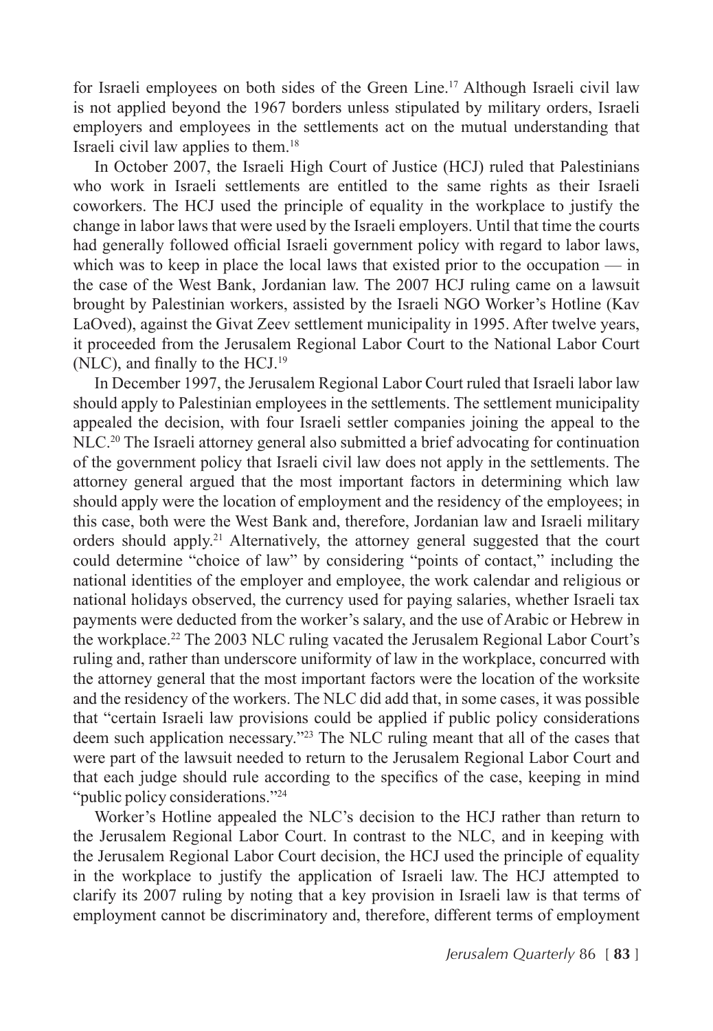for Israeli employees on both sides of the Green Line.[17] Although Israeli civil law is not applied beyond the 1967 borders unless stipulated by military orders, Israeli employers and employees in the settlements act on the mutual understanding that Israeli civil law applies to them.[18]

In October 2007, the Israeli High Court of Justice (HCJ) ruled that Palestinians who work in Israeli settlements are entitled to the same rights as their Israeli coworkers. The HCJ used the principle of equality in the workplace to justify the change in labor laws that were used by the Israeli employers. Until that time the courts had generally followed official Israeli government policy with regard to labor laws, which was to keep in place the local laws that existed prior to the occupation — in the case of the West Bank, Jordanian law. The 2007 HCJ ruling came on a lawsuit brought by Palestinian workers, assisted by the Israeli NGO Worker's Hotline (Kav LaOved), against the Givat Zeev settlement municipality in 1995. After twelve years, it proceeded from the Jerusalem Regional Labor Court to the National Labor Court (NLC), and finally to the HCJ.[19]

In December 1997, the Jerusalem Regional Labor Court ruled that Israeli labor law should apply to Palestinian employees in the settlements. The settlement municipality appealed the decision, with four Israeli settler companies joining the appeal to the NLC.[20] The Israeli attorney general also submitted a brief advocating for continuation of the government policy that Israeli civil law does not apply in the settlements. The attorney general argued that the most important factors in determining which law should apply were the location of employment and the residency of the employees; in this case, both were the West Bank and, therefore, Jordanian law and Israeli military orders should apply.[21] Alternatively, the attorney general suggested that the court could determine "choice of law" by considering "points of contact," including the national identities of the employer and employee, the work calendar and religious or national holidays observed, the currency used for paying salaries, whether Israeli tax payments were deducted from the worker's salary, and the use of Arabic or Hebrew in the workplace.[22] The 2003 NLC ruling vacated the Jerusalem Regional Labor Court's ruling and, rather than underscore uniformity of law in the workplace, concurred with the attorney general that the most important factors were the location of the worksite and the residency of the workers. The NLC did add that, in some cases, it was possible that "certain Israeli law provisions could be applied if public policy considerations deem such application necessary."[23] The NLC ruling meant that all of the cases that were part of the lawsuit needed to return to the Jerusalem Regional Labor Court and that each judge should rule according to the specifics of the case, keeping in mind "public policy considerations."[24]

Worker's Hotline appealed the NLC's decision to the HCJ rather than return to the Jerusalem Regional Labor Court. In contrast to the NLC, and in keeping with the Jerusalem Regional Labor Court decision, the HCJ used the principle of equality in the workplace to justify the application of Israeli law. The HCJ attempted to clarify its 2007 ruling by noting that a key provision in Israeli law is that terms of employment cannot be discriminatory and, therefore, different terms of employment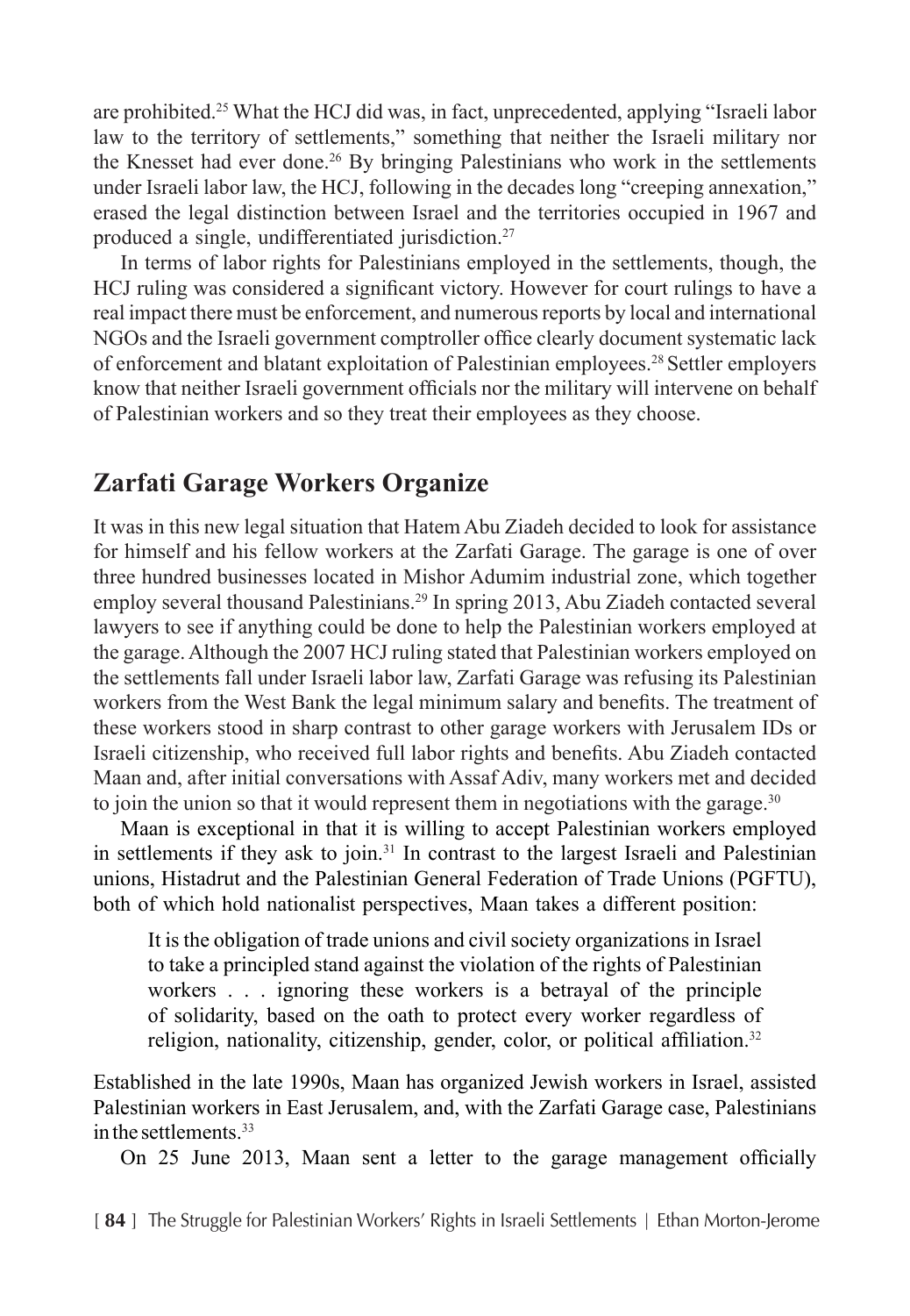are prohibited.[25] What the HCJ did was, in fact, unprecedented, applying "Israeli labor law to the territory of settlements," something that neither the Israeli military nor the Knesset had ever done.[26] By bringing Palestinians who work in the settlements under Israeli labor law, the HCJ, following in the decades long "creeping annexation," erased the legal distinction between Israel and the territories occupied in 1967 and produced a single, undifferentiated jurisdiction.[27]

In terms of labor rights for Palestinians employed in the settlements, though, the HCJ ruling was considered a significant victory. However for court rulings to have a real impact there must be enforcement, and numerous reports by local and international NGOs and the Israeli government comptroller office clearly document systematic lack of enforcement and blatant exploitation of Palestinian employees.[28] Settler employers know that neither Israeli government officials nor the military will intervene on behalf of Palestinian workers and so they treat their employees as they choose.

## Zarfati Garage Workers Organize

It was in this new legal situation that Hatem Abu Ziadeh decided to look for assistance for himself and his fellow workers at the Zarfati Garage. The garage is one of over three hundred businesses located in Mishor Adumim industrial zone, which together employ several thousand Palestinians.[29] In spring 2013, Abu Ziadeh contacted several lawyers to see if anything could be done to help the Palestinian workers employed at the garage. Although the 2007 HCJ ruling stated that Palestinian workers employed on the settlements fall under Israeli labor law, Zarfati Garage was refusing its Palestinian workers from the West Bank the legal minimum salary and benefits. The treatment of these workers stood in sharp contrast to other garage workers with Jerusalem IDs or Israeli citizenship, who received full labor rights and benefits. Abu Ziadeh contacted Maan and, after initial conversations with Assaf Adiv, many workers met and decided to join the union so that it would represent them in negotiations with the garage.[30]

Maan is exceptional in that it is willing to accept Palestinian workers employed in settlements if they ask to join.[31] In contrast to the largest Israeli and Palestinian unions, Histadrut and the Palestinian General Federation of Trade Unions (PGFTU), both of which hold nationalist perspectives, Maan takes a different position:

> It is the obligation of trade unions and civil society organizations in Israel to take a principled stand against the violation of the rights of Palestinian workers . . . ignoring these workers is a betrayal of the principle of solidarity, based on the oath to protect every worker regardless of religion, nationality, citizenship, gender, color, or political affiliation.[32]

Established in the late 1990s, Maan has organized Jewish workers in Israel, assisted Palestinian workers in East Jerusalem, and, with the Zarfati Garage case, Palestinians in the settlements.[33]

On 25 June 2013, Maan sent a letter to the garage management officially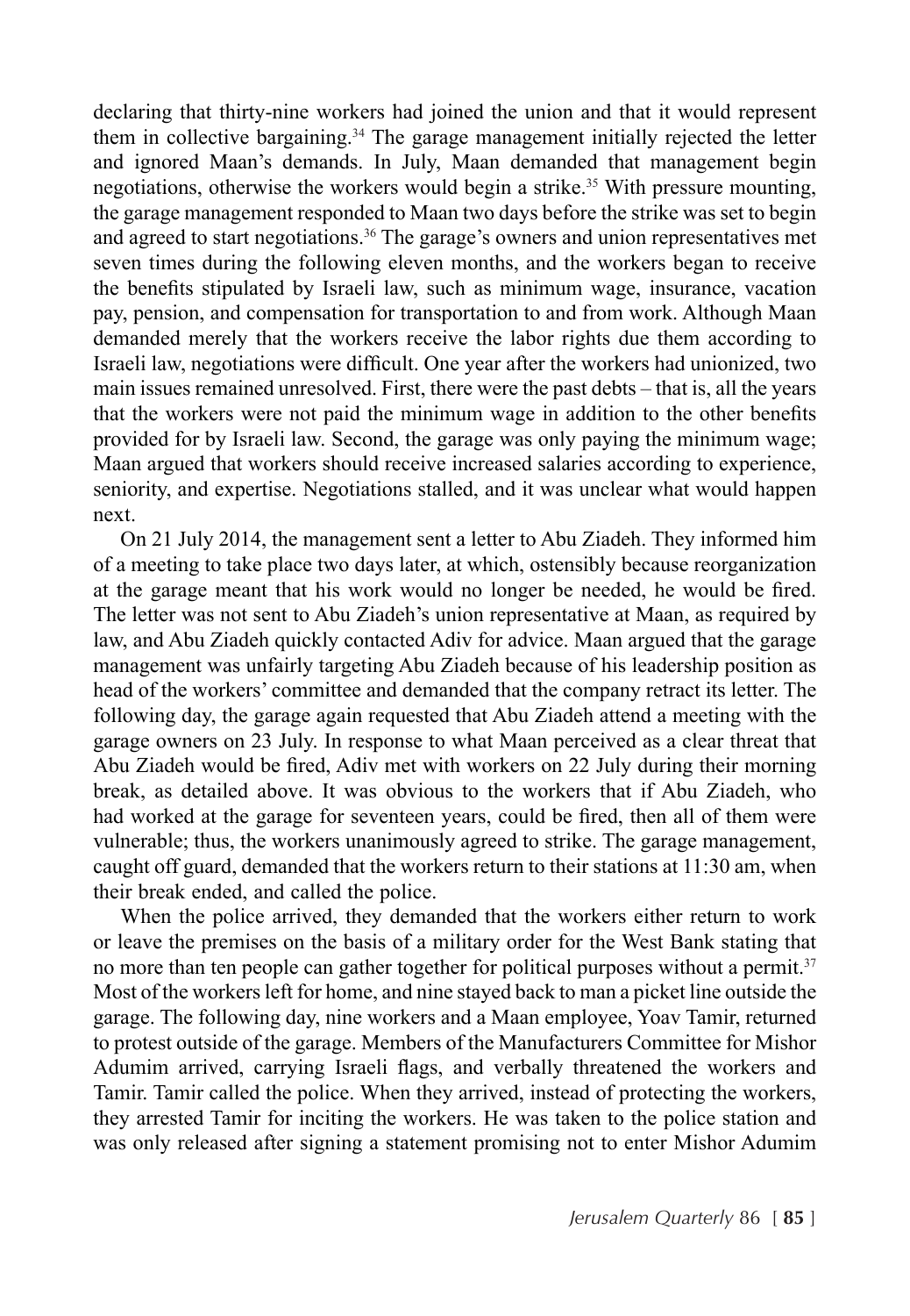declaring that thirty-nine workers had joined the union and that it would represent them in collective bargaining.[34] The garage management initially rejected the letter and ignored Maan's demands. In July, Maan demanded that management begin negotiations, otherwise the workers would begin a strike.[35] With pressure mounting, the garage management responded to Maan two days before the strike was set to begin and agreed to start negotiations.[36] The garage's owners and union representatives met seven times during the following eleven months, and the workers began to receive the benefits stipulated by Israeli law, such as minimum wage, insurance, vacation pay, pension, and compensation for transportation to and from work. Although Maan demanded merely that the workers receive the labor rights due them according to Israeli law, negotiations were difficult. One year after the workers had unionized, two main issues remained unresolved. First, there were the past debts – that is, all the years that the workers were not paid the minimum wage in addition to the other benefits provided for by Israeli law. Second, the garage was only paying the minimum wage; Maan argued that workers should receive increased salaries according to experience, seniority, and expertise. Negotiations stalled, and it was unclear what would happen next.

On 21 July 2014, the management sent a letter to Abu Ziadeh. They informed him of a meeting to take place two days later, at which, ostensibly because reorganization at the garage meant that his work would no longer be needed, he would be fired. The letter was not sent to Abu Ziadeh's union representative at Maan, as required by law, and Abu Ziadeh quickly contacted Adiv for advice. Maan argued that the garage management was unfairly targeting Abu Ziadeh because of his leadership position as head of the workers' committee and demanded that the company retract its letter. The following day, the garage again requested that Abu Ziadeh attend a meeting with the garage owners on 23 July. In response to what Maan perceived as a clear threat that Abu Ziadeh would be fired, Adiv met with workers on 22 July during their morning break, as detailed above. It was obvious to the workers that if Abu Ziadeh, who had worked at the garage for seventeen years, could be fired, then all of them were vulnerable; thus, the workers unanimously agreed to strike. The garage management, caught off guard, demanded that the workers return to their stations at 11:30 am, when their break ended, and called the police.

When the police arrived, they demanded that the workers either return to work or leave the premises on the basis of a military order for the West Bank stating that no more than ten people can gather together for political purposes without a permit.[37] Most of the workers left for home, and nine stayed back to man a picket line outside the garage. The following day, nine workers and a Maan employee, Yoav Tamir, returned to protest outside of the garage. Members of the Manufacturers Committee for Mishor Adumim arrived, carrying Israeli flags, and verbally threatened the workers and Tamir. Tamir called the police. When they arrived, instead of protecting the workers, they arrested Tamir for inciting the workers. He was taken to the police station and was only released after signing a statement promising not to enter Mishor Adumim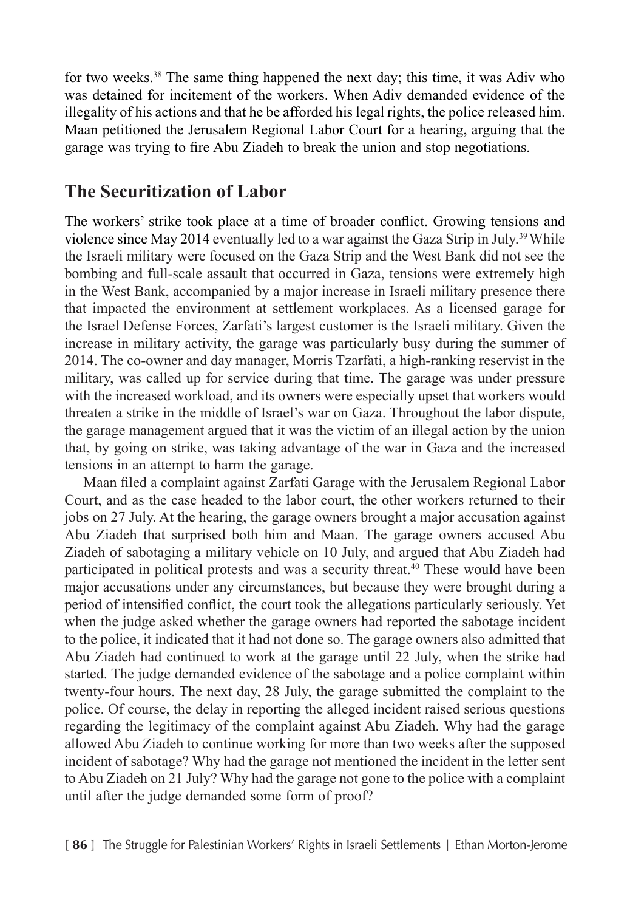for two weeks.[38] The same thing happened the next day; this time, it was Adiv who was detained for incitement of the workers. When Adiv demanded evidence of the illegality of his actions and that he be afforded his legal rights, the police released him. Maan petitioned the Jerusalem Regional Labor Court for a hearing, arguing that the garage was trying to fire Abu Ziadeh to break the union and stop negotiations.

## The Securitization of Labor

The workers' strike took place at a time of broader conflict. Growing tensions and violence since May 2014 eventually led to a war against the Gaza Strip in July.[39] While the Israeli military were focused on the Gaza Strip and the West Bank did not see the bombing and full-scale assault that occurred in Gaza, tensions were extremely high in the West Bank, accompanied by a major increase in Israeli military presence there that impacted the environment at settlement workplaces. As a licensed garage for the Israel Defense Forces, Zarfati's largest customer is the Israeli military. Given the increase in military activity, the garage was particularly busy during the summer of 2014. The co-owner and day manager, Morris Tzarfati, a high-ranking reservist in the military, was called up for service during that time. The garage was under pressure with the increased workload, and its owners were especially upset that workers would threaten a strike in the middle of Israel's war on Gaza. Throughout the labor dispute, the garage management argued that it was the victim of an illegal action by the union that, by going on strike, was taking advantage of the war in Gaza and the increased tensions in an attempt to harm the garage.

Maan filed a complaint against Zarfati Garage with the Jerusalem Regional Labor Court, and as the case headed to the labor court, the other workers returned to their jobs on 27 July. At the hearing, the garage owners brought a major accusation against Abu Ziadeh that surprised both him and Maan. The garage owners accused Abu Ziadeh of sabotaging a military vehicle on 10 July, and argued that Abu Ziadeh had participated in political protests and was a security threat.[40] These would have been major accusations under any circumstances, but because they were brought during a period of intensified conflict, the court took the allegations particularly seriously. Yet when the judge asked whether the garage owners had reported the sabotage incident to the police, it indicated that it had not done so. The garage owners also admitted that Abu Ziadeh had continued to work at the garage until 22 July, when the strike had started. The judge demanded evidence of the sabotage and a police complaint within twenty-four hours. The next day, 28 July, the garage submitted the complaint to the police. Of course, the delay in reporting the alleged incident raised serious questions regarding the legitimacy of the complaint against Abu Ziadeh. Why had the garage allowed Abu Ziadeh to continue working for more than two weeks after the supposed incident of sabotage? Why had the garage not mentioned the incident in the letter sent to Abu Ziadeh on 21 July? Why had the garage not gone to the police with a complaint until after the judge demanded some form of proof?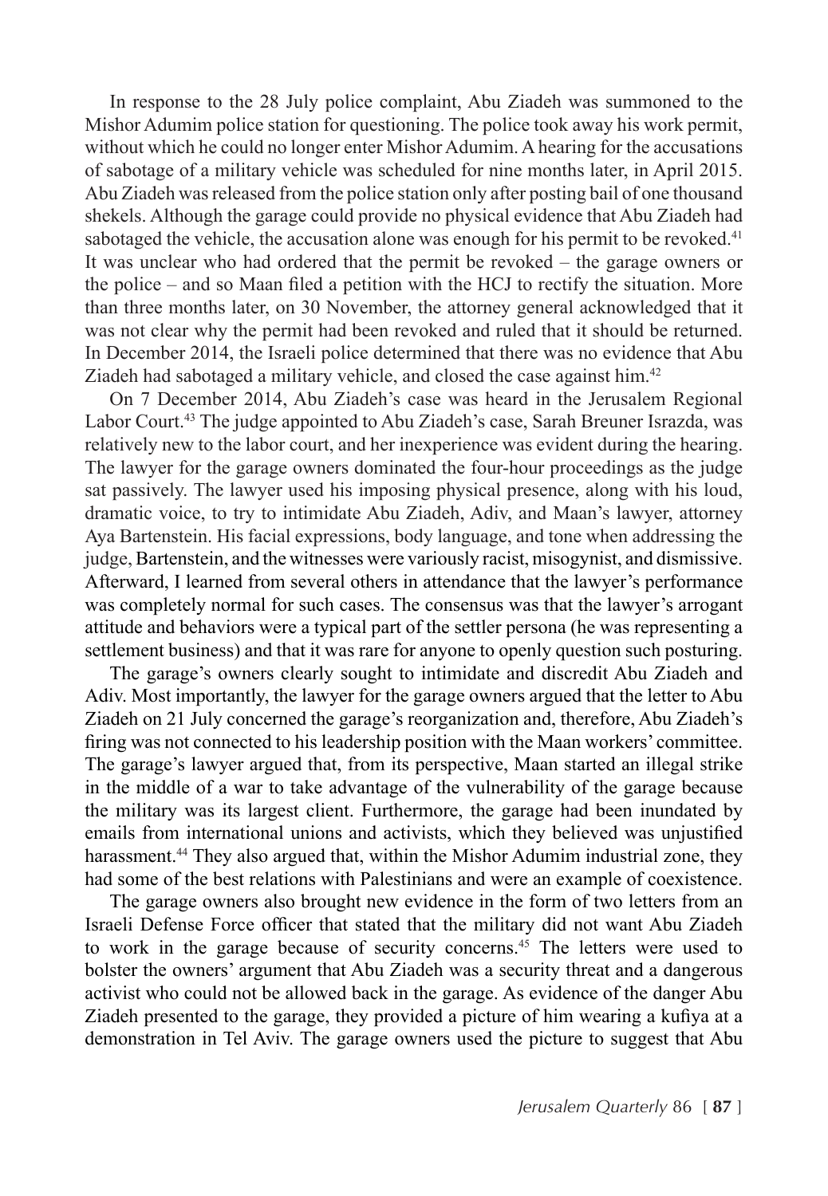In response to the 28 July police complaint, Abu Ziadeh was summoned to the Mishor Adumim police station for questioning. The police took away his work permit, without which he could no longer enter Mishor Adumim. A hearing for the accusations of sabotage of a military vehicle was scheduled for nine months later, in April 2015. Abu Ziadeh was released from the police station only after posting bail of one thousand shekels. Although the garage could provide no physical evidence that Abu Ziadeh had sabotaged the vehicle, the accusation alone was enough for his permit to be revoked.[41] It was unclear who had ordered that the permit be revoked – the garage owners or the police – and so Maan filed a petition with the HCJ to rectify the situation. More than three months later, on 30 November, the attorney general acknowledged that it was not clear why the permit had been revoked and ruled that it should be returned. In December 2014, the Israeli police determined that there was no evidence that Abu Ziadeh had sabotaged a military vehicle, and closed the case against him.[42]

On 7 December 2014, Abu Ziadeh's case was heard in the Jerusalem Regional Labor Court.[43] The judge appointed to Abu Ziadeh's case, Sarah Breuner Israzda, was relatively new to the labor court, and her inexperience was evident during the hearing. The lawyer for the garage owners dominated the four-hour proceedings as the judge sat passively. The lawyer used his imposing physical presence, along with his loud, dramatic voice, to try to intimidate Abu Ziadeh, Adiv, and Maan's lawyer, attorney Aya Bartenstein. His facial expressions, body language, and tone when addressing the judge, Bartenstein, and the witnesses were variously racist, misogynist, and dismissive. Afterward, I learned from several others in attendance that the lawyer's performance was completely normal for such cases. The consensus was that the lawyer's arrogant attitude and behaviors were a typical part of the settler persona (he was representing a settlement business) and that it was rare for anyone to openly question such posturing.

The garage's owners clearly sought to intimidate and discredit Abu Ziadeh and Adiv. Most importantly, the lawyer for the garage owners argued that the letter to Abu Ziadeh on 21 July concerned the garage's reorganization and, therefore, Abu Ziadeh's firing was not connected to his leadership position with the Maan workers' committee. The garage's lawyer argued that, from its perspective, Maan started an illegal strike in the middle of a war to take advantage of the vulnerability of the garage because the military was its largest client. Furthermore, the garage had been inundated by emails from international unions and activists, which they believed was unjustified harassment.[44] They also argued that, within the Mishor Adumim industrial zone, they had some of the best relations with Palestinians and were an example of coexistence.

The garage owners also brought new evidence in the form of two letters from an Israeli Defense Force officer that stated that the military did not want Abu Ziadeh to work in the garage because of security concerns.[45] The letters were used to bolster the owners' argument that Abu Ziadeh was a security threat and a dangerous activist who could not be allowed back in the garage. As evidence of the danger Abu Ziadeh presented to the garage, they provided a picture of him wearing a kufiya at a demonstration in Tel Aviv. The garage owners used the picture to suggest that Abu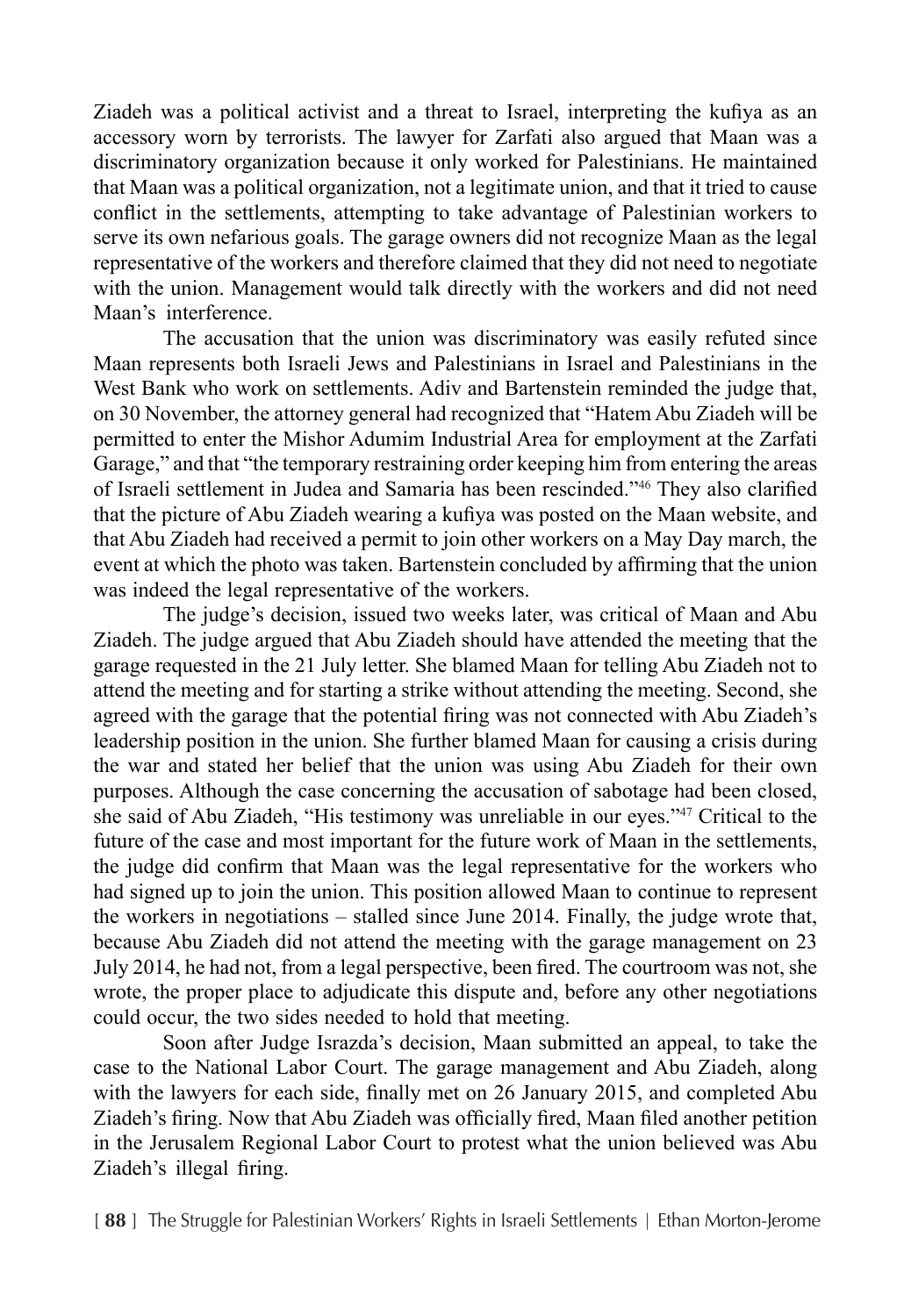Ziadeh was a political activist and a threat to Israel, interpreting the kufiya as an accessory worn by terrorists. The lawyer for Zarfati also argued that Maan was a discriminatory organization because it only worked for Palestinians. He maintained that Maan was a political organization, not a legitimate union, and that it tried to cause conflict in the settlements, attempting to take advantage of Palestinian workers to serve its own nefarious goals. The garage owners did not recognize Maan as the legal representative of the workers and therefore claimed that they did not need to negotiate with the union. Management would talk directly with the workers and did not need Maan's interference.

The accusation that the union was discriminatory was easily refuted since Maan represents both Israeli Jews and Palestinians in Israel and Palestinians in the West Bank who work on settlements. Adiv and Bartenstein reminded the judge that, on 30 November, the attorney general had recognized that "Hatem Abu Ziadeh will be permitted to enter the Mishor Adumim Industrial Area for employment at the Zarfati Garage," and that "the temporary restraining order keeping him from entering the areas of Israeli settlement in Judea and Samaria has been rescinded."[46] They also clarified that the picture of Abu Ziadeh wearing a kufiya was posted on the Maan website, and that Abu Ziadeh had received a permit to join other workers on a May Day march, the event at which the photo was taken. Bartenstein concluded by affirming that the union was indeed the legal representative of the workers.

The judge's decision, issued two weeks later, was critical of Maan and Abu Ziadeh. The judge argued that Abu Ziadeh should have attended the meeting that the garage requested in the 21 July letter. She blamed Maan for telling Abu Ziadeh not to attend the meeting and for starting a strike without attending the meeting. Second, she agreed with the garage that the potential firing was not connected with Abu Ziadeh's leadership position in the union. She further blamed Maan for causing a crisis during the war and stated her belief that the union was using Abu Ziadeh for their own purposes. Although the case concerning the accusation of sabotage had been closed, she said of Abu Ziadeh, "His testimony was unreliable in our eyes."[47] Critical to the future of the case and most important for the future work of Maan in the settlements, the judge did confirm that Maan was the legal representative for the workers who had signed up to join the union. This position allowed Maan to continue to represent the workers in negotiations – stalled since June 2014. Finally, the judge wrote that, because Abu Ziadeh did not attend the meeting with the garage management on 23 July 2014, he had not, from a legal perspective, been fired. The courtroom was not, she wrote, the proper place to adjudicate this dispute and, before any other negotiations could occur, the two sides needed to hold that meeting.

Soon after Judge Israzda's decision, Maan submitted an appeal, to take the case to the National Labor Court. The garage management and Abu Ziadeh, along with the lawyers for each side, finally met on 26 January 2015, and completed Abu Ziadeh's firing. Now that Abu Ziadeh was officially fired, Maan filed another petition in the Jerusalem Regional Labor Court to protest what the union believed was Abu Ziadeh's illegal firing.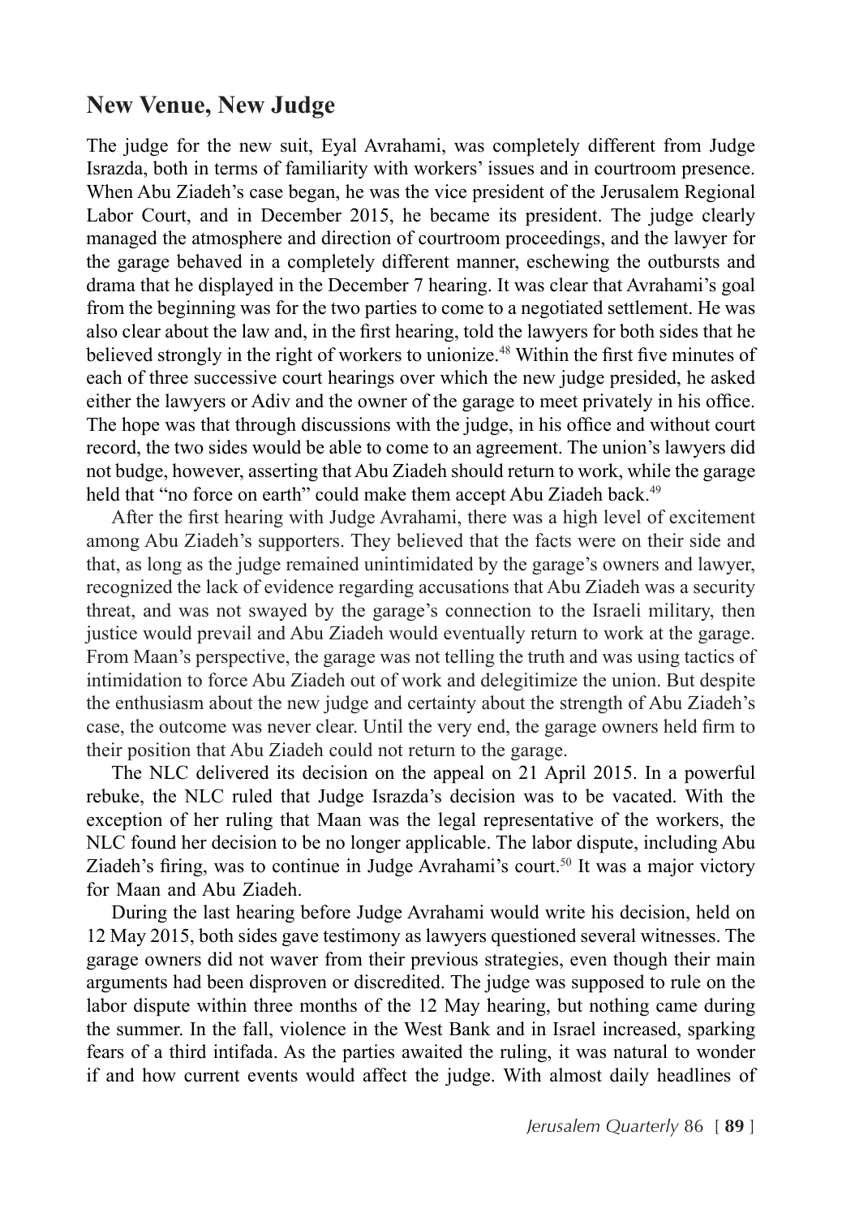## New Venue, New Judge

The judge for the new suit, Eyal Avrahami, was completely different from Judge Israzda, both in terms of familiarity with workers' issues and in courtroom presence. When Abu Ziadeh's case began, he was the vice president of the Jerusalem Regional Labor Court, and in December 2015, he became its president. The judge clearly managed the atmosphere and direction of courtroom proceedings, and the lawyer for the garage behaved in a completely different manner, eschewing the outbursts and drama that he displayed in the December 7 hearing. It was clear that Avrahami's goal from the beginning was for the two parties to come to a negotiated settlement. He was also clear about the law and, in the first hearing, told the lawyers for both sides that he believed strongly in the right of workers to unionize.[48] Within the first five minutes of each of three successive court hearings over which the new judge presided, he asked either the lawyers or Adiv and the owner of the garage to meet privately in his office. The hope was that through discussions with the judge, in his office and without court record, the two sides would be able to come to an agreement. The union's lawyers did not budge, however, asserting that Abu Ziadeh should return to work, while the garage held that "no force on earth" could make them accept Abu Ziadeh back.[49]

After the first hearing with Judge Avrahami, there was a high level of excitement among Abu Ziadeh's supporters. They believed that the facts were on their side and that, as long as the judge remained unintimidated by the garage's owners and lawyer, recognized the lack of evidence regarding accusations that Abu Ziadeh was a security threat, and was not swayed by the garage's connection to the Israeli military, then justice would prevail and Abu Ziadeh would eventually return to work at the garage. From Maan's perspective, the garage was not telling the truth and was using tactics of intimidation to force Abu Ziadeh out of work and delegitimize the union. But despite the enthusiasm about the new judge and certainty about the strength of Abu Ziadeh's case, the outcome was never clear. Until the very end, the garage owners held firm to their position that Abu Ziadeh could not return to the garage.

The NLC delivered its decision on the appeal on 21 April 2015. In a powerful rebuke, the NLC ruled that Judge Israzda's decision was to be vacated. With the exception of her ruling that Maan was the legal representative of the workers, the NLC found her decision to be no longer applicable. The labor dispute, including Abu Ziadeh's firing, was to continue in Judge Avrahami's court.[50] It was a major victory for Maan and Abu Ziadeh.

During the last hearing before Judge Avrahami would write his decision, held on 12 May 2015, both sides gave testimony as lawyers questioned several witnesses. The garage owners did not waver from their previous strategies, even though their main arguments had been disproven or discredited. The judge was supposed to rule on the labor dispute within three months of the 12 May hearing, but nothing came during the summer. In the fall, violence in the West Bank and in Israel increased, sparking fears of a third intifada. As the parties awaited the ruling, it was natural to wonder if and how current events would affect the judge. With almost daily headlines of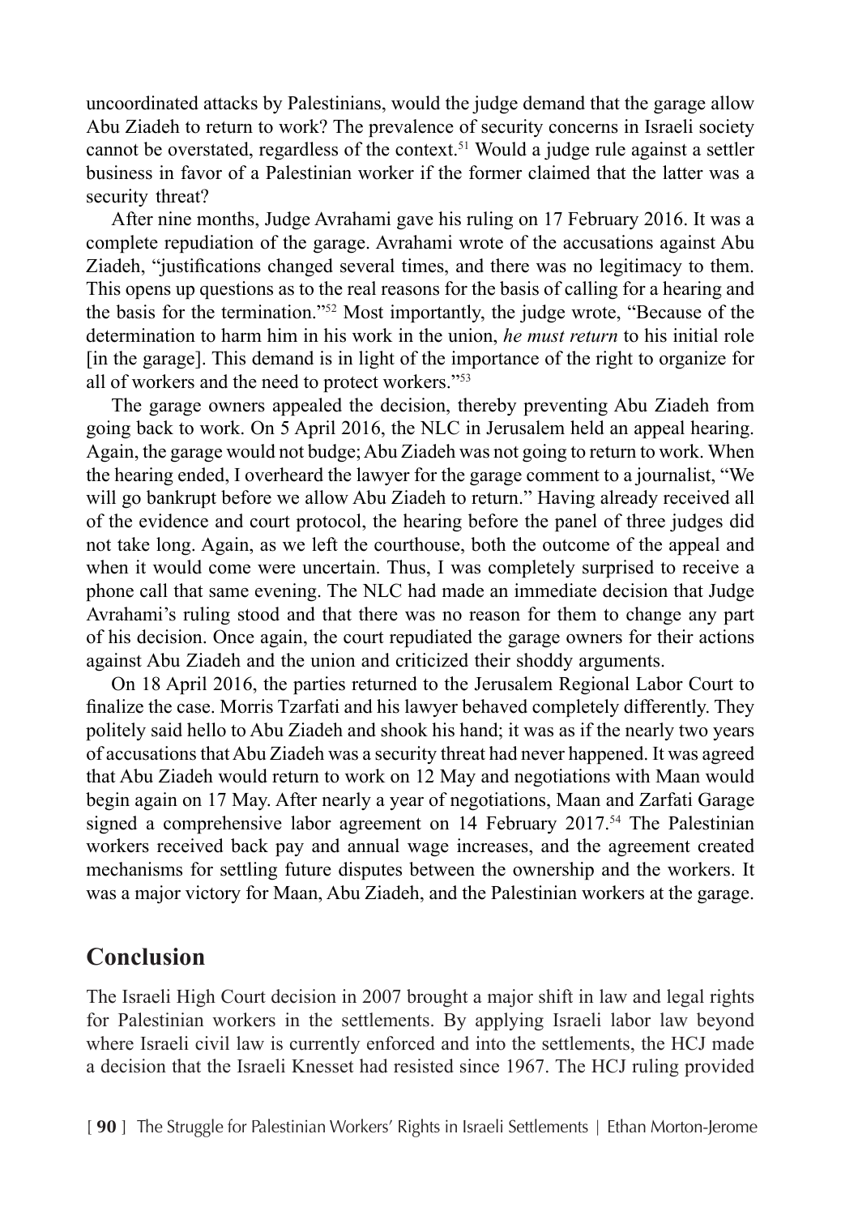uncoordinated attacks by Palestinians, would the judge demand that the garage allow Abu Ziadeh to return to work? The prevalence of security concerns in Israeli society cannot be overstated, regardless of the context.[51] Would a judge rule against a settler business in favor of a Palestinian worker if the former claimed that the latter was a security threat?

After nine months, Judge Avrahami gave his ruling on 17 February 2016. It was a complete repudiation of the garage. Avrahami wrote of the accusations against Abu Ziadeh, "justifications changed several times, and there was no legitimacy to them. This opens up questions as to the real reasons for the basis of calling for a hearing and the basis for the termination."[52] Most importantly, the judge wrote, "Because of the determination to harm him in his work in the union, *he must return* to his initial role [in the garage]. This demand is in light of the importance of the right to organize for all of workers and the need to protect workers."[53]

The garage owners appealed the decision, thereby preventing Abu Ziadeh from going back to work. On 5 April 2016, the NLC in Jerusalem held an appeal hearing. Again, the garage would not budge; Abu Ziadeh was not going to return to work. When the hearing ended, I overheard the lawyer for the garage comment to a journalist, "We will go bankrupt before we allow Abu Ziadeh to return." Having already received all of the evidence and court protocol, the hearing before the panel of three judges did not take long. Again, as we left the courthouse, both the outcome of the appeal and when it would come were uncertain. Thus, I was completely surprised to receive a phone call that same evening. The NLC had made an immediate decision that Judge Avrahami's ruling stood and that there was no reason for them to change any part of his decision. Once again, the court repudiated the garage owners for their actions against Abu Ziadeh and the union and criticized their shoddy arguments.

On 18 April 2016, the parties returned to the Jerusalem Regional Labor Court to finalize the case. Morris Tzarfati and his lawyer behaved completely differently. They politely said hello to Abu Ziadeh and shook his hand; it was as if the nearly two years of accusations that Abu Ziadeh was a security threat had never happened. It was agreed that Abu Ziadeh would return to work on 12 May and negotiations with Maan would begin again on 17 May. After nearly a year of negotiations, Maan and Zarfati Garage signed a comprehensive labor agreement on 14 February 2017.[54] The Palestinian workers received back pay and annual wage increases, and the agreement created mechanisms for settling future disputes between the ownership and the workers. It was a major victory for Maan, Abu Ziadeh, and the Palestinian workers at the garage.

## Conclusion

The Israeli High Court decision in 2007 brought a major shift in law and legal rights for Palestinian workers in the settlements. By applying Israeli labor law beyond where Israeli civil law is currently enforced and into the settlements, the HCJ made a decision that the Israeli Knesset had resisted since 1967. The HCJ ruling provided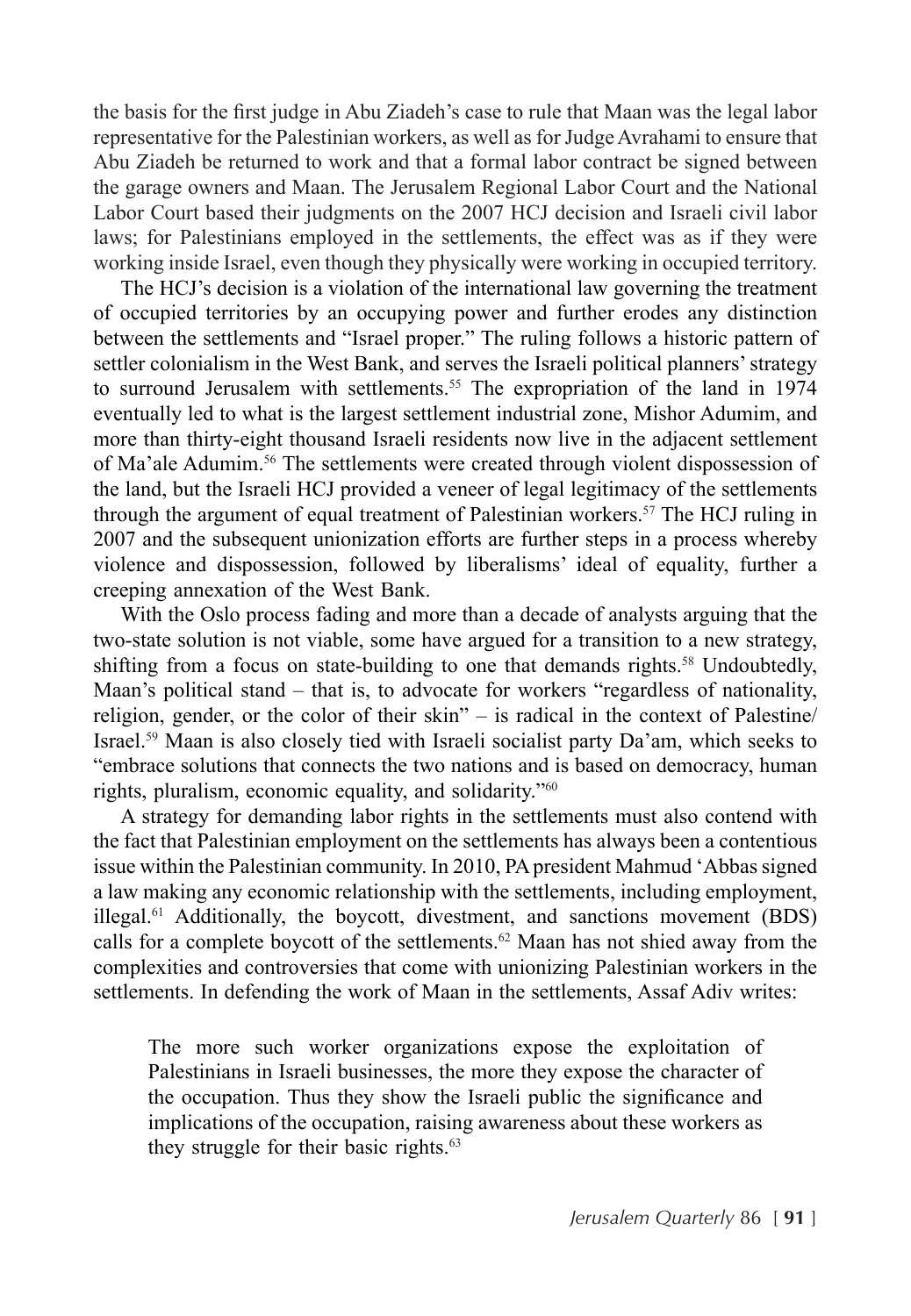the basis for the first judge in Abu Ziadeh's case to rule that Maan was the legal labor representative for the Palestinian workers, as well as for Judge Avrahami to ensure that Abu Ziadeh be returned to work and that a formal labor contract be signed between the garage owners and Maan. The Jerusalem Regional Labor Court and the National Labor Court based their judgments on the 2007 HCJ decision and Israeli civil labor laws; for Palestinians employed in the settlements, the effect was as if they were working inside Israel, even though they physically were working in occupied territory.

The HCJ's decision is a violation of the international law governing the treatment of occupied territories by an occupying power and further erodes any distinction between the settlements and "Israel proper." The ruling follows a historic pattern of settler colonialism in the West Bank, and serves the Israeli political planners' strategy to surround Jerusalem with settlements.[55] The expropriation of the land in 1974 eventually led to what is the largest settlement industrial zone, Mishor Adumim, and more than thirty-eight thousand Israeli residents now live in the adjacent settlement of Ma'ale Adumim.[56] The settlements were created through violent dispossession of the land, but the Israeli HCJ provided a veneer of legal legitimacy of the settlements through the argument of equal treatment of Palestinian workers.[57] The HCJ ruling in 2007 and the subsequent unionization efforts are further steps in a process whereby violence and dispossession, followed by liberalisms' ideal of equality, further a creeping annexation of the West Bank.

With the Oslo process fading and more than a decade of analysts arguing that the two-state solution is not viable, some have argued for a transition to a new strategy, shifting from a focus on state-building to one that demands rights.[58] Undoubtedly, Maan's political stand – that is, to advocate for workers "regardless of nationality, religion, gender, or the color of their skin" – is radical in the context of Palestine/Israel.[59] Maan is also closely tied with Israeli socialist party Da'am, which seeks to "embrace solutions that connects the two nations and is based on democracy, human rights, pluralism, economic equality, and solidarity."[60]

A strategy for demanding labor rights in the settlements must also contend with the fact that Palestinian employment on the settlements has always been a contentious issue within the Palestinian community. In 2010, PA president Mahmud 'Abbas signed a law making any economic relationship with the settlements, including employment, illegal.[61] Additionally, the boycott, divestment, and sanctions movement (BDS) calls for a complete boycott of the settlements.[62] Maan has not shied away from the complexities and controversies that come with unionizing Palestinian workers in the settlements. In defending the work of Maan in the settlements, Assaf Adiv writes:

> The more such worker organizations expose the exploitation of Palestinians in Israeli businesses, the more they expose the character of the occupation. Thus they show the Israeli public the significance and implications of the occupation, raising awareness about these workers as they struggle for their basic rights.[63]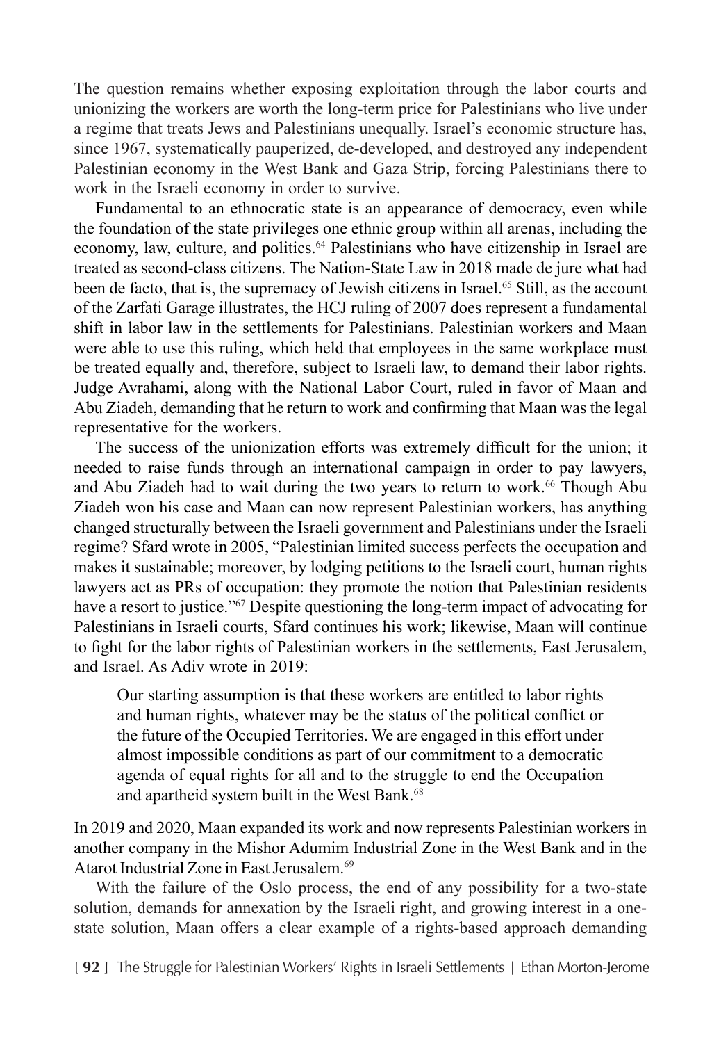The question remains whether exposing exploitation through the labor courts and unionizing the workers are worth the long-term price for Palestinians who live under a regime that treats Jews and Palestinians unequally. Israel's economic structure has, since 1967, systematically pauperized, de-developed, and destroyed any independent Palestinian economy in the West Bank and Gaza Strip, forcing Palestinians there to work in the Israeli economy in order to survive.

Fundamental to an ethnocratic state is an appearance of democracy, even while the foundation of the state privileges one ethnic group within all arenas, including the economy, law, culture, and politics.[64] Palestinians who have citizenship in Israel are treated as second-class citizens. The Nation-State Law in 2018 made de jure what had been de facto, that is, the supremacy of Jewish citizens in Israel.[65] Still, as the account of the Zarfati Garage illustrates, the HCJ ruling of 2007 does represent a fundamental shift in labor law in the settlements for Palestinians. Palestinian workers and Maan were able to use this ruling, which held that employees in the same workplace must be treated equally and, therefore, subject to Israeli law, to demand their labor rights. Judge Avrahami, along with the National Labor Court, ruled in favor of Maan and Abu Ziadeh, demanding that he return to work and confirming that Maan was the legal representative for the workers.

The success of the unionization efforts was extremely difficult for the union; it needed to raise funds through an international campaign in order to pay lawyers, and Abu Ziadeh had to wait during the two years to return to work.[66] Though Abu Ziadeh won his case and Maan can now represent Palestinian workers, has anything changed structurally between the Israeli government and Palestinians under the Israeli regime? Sfard wrote in 2005, "Palestinian limited success perfects the occupation and makes it sustainable; moreover, by lodging petitions to the Israeli court, human rights lawyers act as PRs of occupation: they promote the notion that Palestinian residents have a resort to justice."[67] Despite questioning the long-term impact of advocating for Palestinians in Israeli courts, Sfard continues his work; likewise, Maan will continue to fight for the labor rights of Palestinian workers in the settlements, East Jerusalem, and Israel. As Adiv wrote in 2019:

> Our starting assumption is that these workers are entitled to labor rights and human rights, whatever may be the status of the political conflict or the future of the Occupied Territories. We are engaged in this effort under almost impossible conditions as part of our commitment to a democratic agenda of equal rights for all and to the struggle to end the Occupation and apartheid system built in the West Bank.[68]

In 2019 and 2020, Maan expanded its work and now represents Palestinian workers in another company in the Mishor Adumim Industrial Zone in the West Bank and in the Atarot Industrial Zone in East Jerusalem.[69]

With the failure of the Oslo process, the end of any possibility for a two-state solution, demands for annexation by the Israeli right, and growing interest in a one-state solution, Maan offers a clear example of a rights-based approach demanding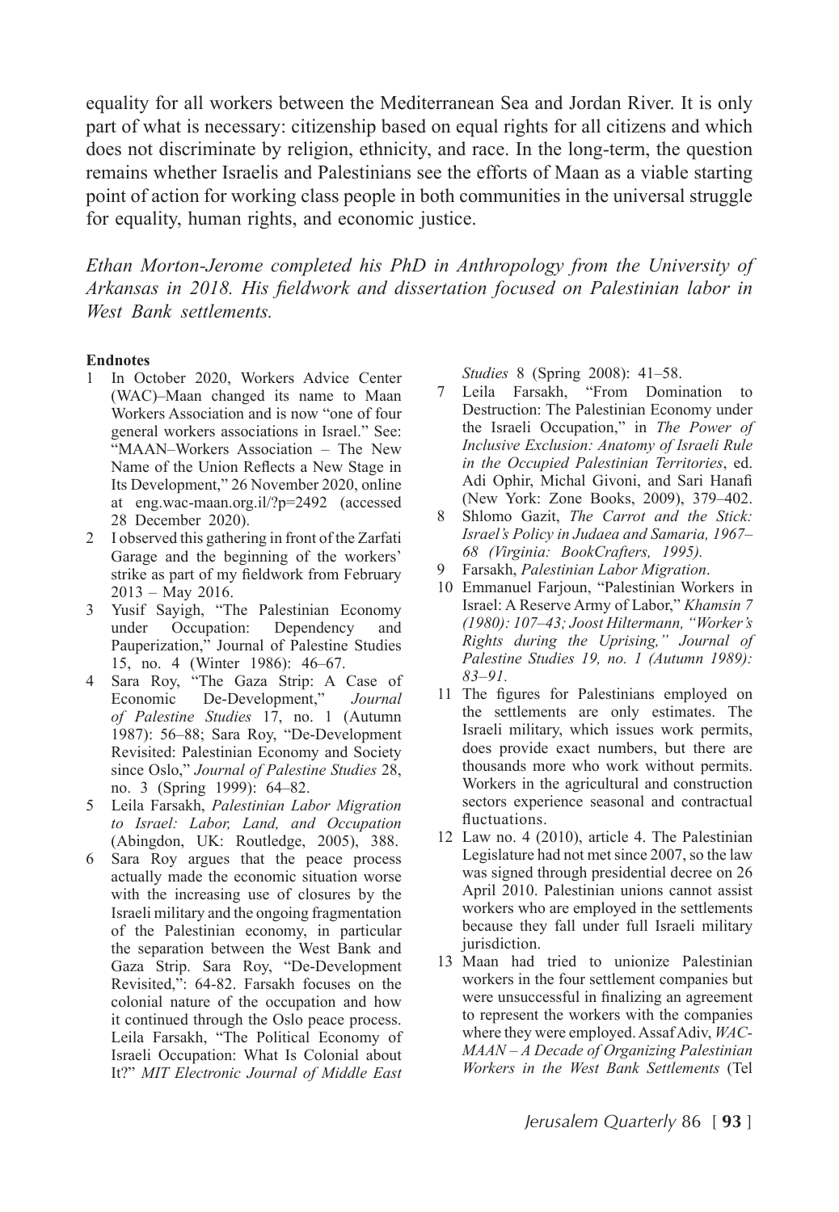equality for all workers between the Mediterranean Sea and Jordan River. It is only part of what is necessary: citizenship based on equal rights for all citizens and which does not discriminate by religion, ethnicity, and race. In the long-term, the question remains whether Israelis and Palestinians see the efforts of Maan as a viable starting point of action for working class people in both communities in the universal struggle for equality, human rights, and economic justice.

*Ethan Morton-Jerome completed his PhD in Anthropology from the University of Arkansas in 2018. His fieldwork and dissertation focused on Palestinian labor in West Bank settlements.*

**Endnotes**

1 In October 2020, Workers Advice Center (WAC)–Maan changed its name to Maan Workers Association and is now "one of four general workers associations in Israel." See: "MAAN–Workers Association – The New Name of the Union Reflects a New Stage in Its Development," 26 November 2020, online at eng.wac-maan.org.il/?p=2492 (accessed 28 December 2020).

2 I observed this gathering in front of the Zarfati Garage and the beginning of the workers' strike as part of my fieldwork from February 2013 – May 2016.

3 Yusif Sayigh, "The Palestinian Economy under Occupation: Dependency and Pauperization," Journal of Palestine Studies 15, no. 4 (Winter 1986): 46–67.

4 Sara Roy, "The Gaza Strip: A Case of Economic De-Development," *Journal of Palestine Studies* 17, no. 1 (Autumn 1987): 56–88; Sara Roy, "De-Development Revisited: Palestinian Economy and Society since Oslo," *Journal of Palestine Studies* 28, no. 3 (Spring 1999): 64–82.

5 Leila Farsakh, *Palestinian Labor Migration to Israel: Labor, Land, and Occupation* (Abingdon, UK: Routledge, 2005), 388.

6 Sara Roy argues that the peace process actually made the economic situation worse with the increasing use of closures by the Israeli military and the ongoing fragmentation of the Palestinian economy, in particular the separation between the West Bank and Gaza Strip. Sara Roy, "De-Development Revisited,": 64-82. Farsakh focuses on the colonial nature of the occupation and how it continued through the Oslo peace process. Leila Farsakh, "The Political Economy of Israeli Occupation: What Is Colonial about It?" *MIT Electronic Journal of Middle East Studies* 8 (Spring 2008): 41–58.

7 Leila Farsakh, "From Domination to Destruction: The Palestinian Economy under the Israeli Occupation," in *The Power of Inclusive Exclusion: Anatomy of Israeli Rule in the Occupied Palestinian Territories*, ed. Adi Ophir, Michal Givoni, and Sari Hanafi (New York: Zone Books, 2009), 379–402.

8 Shlomo Gazit, *The Carrot and the Stick: Israel's Policy in Judaea and Samaria, 1967–68 (Virginia: BookCrafters, 1995).*

9 Farsakh, *Palestinian Labor Migration*.

10 Emmanuel Farjoun, "Palestinian Workers in Israel: A Reserve Army of Labor," *Khamsin 7 (1980): 107–43; Joost Hiltermann, "Worker's Rights during the Uprising," Journal of Palestine Studies 19, no. 1 (Autumn 1989): 83–91.*

11 The figures for Palestinians employed on the settlements are only estimates. The Israeli military, which issues work permits, does provide exact numbers, but there are thousands more who work without permits. Workers in the agricultural and construction sectors experience seasonal and contractual fluctuations.

12 Law no. 4 (2010), article 4. The Palestinian Legislature had not met since 2007, so the law was signed through presidential decree on 26 April 2010. Palestinian unions cannot assist workers who are employed in the settlements because they fall under full Israeli military jurisdiction.

13 Maan had tried to unionize Palestinian workers in the four settlement companies but were unsuccessful in finalizing an agreement to represent the workers with the companies where they were employed. Assaf Adiv, *WAC-MAAN – A Decade of Organizing Palestinian Workers in the West Bank Settlements* (Tel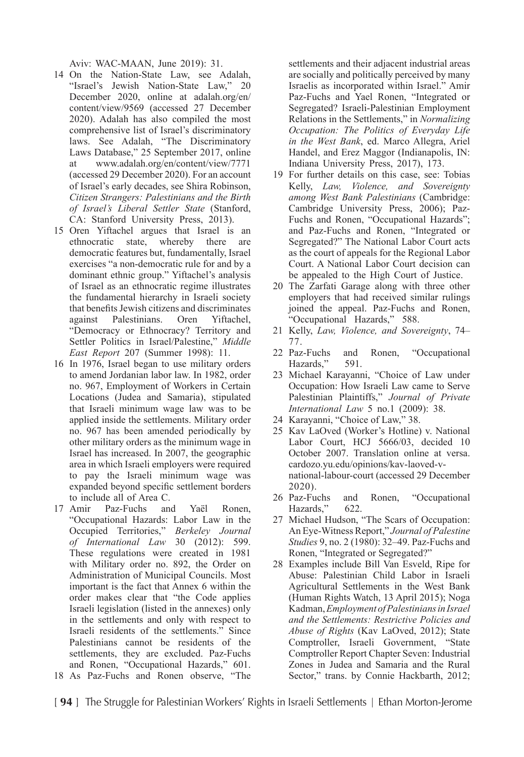Aviv: WAC-MAAN, June 2019): 31.

14 On the Nation-State Law, see Adalah, "Israel's Jewish Nation-State Law," 20 December 2020, online at adalah.org/en/content/view/9569 (accessed 27 December 2020). Adalah has also compiled the most comprehensive list of Israel's discriminatory laws. See Adalah, "The Discriminatory Laws Database," 25 September 2017, online at www.adalah.org/en/content/view/7771 (accessed 29 December 2020). For an account of Israel's early decades, see Shira Robinson, *Citizen Strangers: Palestinians and the Birth of Israel's Liberal Settler State* (Stanford, CA: Stanford University Press, 2013).

15 Oren Yiftachel argues that Israel is an ethnocratic state, whereby there are democratic features but, fundamentally, Israel exercises "a non-democratic rule for and by a dominant ethnic group." Yiftachel's analysis of Israel as an ethnocratic regime illustrates the fundamental hierarchy in Israeli society that benefits Jewish citizens and discriminates against Palestinians. Oren Yiftachel, "Democracy or Ethnocracy? Territory and Settler Politics in Israel/Palestine," *Middle East Report* 207 (Summer 1998): 11.

16 In 1976, Israel began to use military orders to amend Jordanian labor law. In 1982, order no. 967, Employment of Workers in Certain Locations (Judea and Samaria), stipulated that Israeli minimum wage law was to be applied inside the settlements. Military order no. 967 has been amended periodically by other military orders as the minimum wage in Israel has increased. In 2007, the geographic area in which Israeli employers were required to pay the Israeli minimum wage was expanded beyond specific settlement borders to include all of Area C.

17 Amir Paz-Fuchs and Yaël Ronen, "Occupational Hazards: Labor Law in the Occupied Territories," *Berkeley Journal of International Law* 30 (2012): 599. These regulations were created in 1981 with Military order no. 892, the Order on Administration of Municipal Councils. Most important is the fact that Annex 6 within the order makes clear that "the Code applies Israeli legislation (listed in the annexes) only in the settlements and only with respect to Israeli residents of the settlements." Since Palestinians cannot be residents of the settlements, they are excluded. Paz-Fuchs and Ronen, "Occupational Hazards," 601.

18 As Paz-Fuchs and Ronen observe, "The settlements and their adjacent industrial areas are socially and politically perceived by many Israelis as incorporated within Israel." Amir Paz-Fuchs and Yael Ronen, "Integrated or Segregated? Israeli-Palestinian Employment Relations in the Settlements," in *Normalizing Occupation: The Politics of Everyday Life in the West Bank*, ed. Marco Allegra, Ariel Handel, and Erez Maggor (Indianapolis, IN: Indiana University Press, 2017), 173.

19 For further details on this case, see: Tobias Kelly, *Law, Violence, and Sovereignty among West Bank Palestinians* (Cambridge: Cambridge University Press, 2006); Paz-Fuchs and Ronen, "Occupational Hazards"; and Paz-Fuchs and Ronen, "Integrated or Segregated?" The National Labor Court acts as the court of appeals for the Regional Labor Court. A National Labor Court decision can be appealed to the High Court of Justice.

20 The Zarfati Garage along with three other employers that had received similar rulings joined the appeal. Paz-Fuchs and Ronen, "Occupational Hazards," 588.

21 Kelly, *Law, Violence, and Sovereignty*, 74–77.

22 Paz-Fuchs and Ronen, "Occupational Hazards," 591.

23 Michael Karayanni, "Choice of Law under Occupation: How Israeli Law came to Serve Palestinian Plaintiffs," *Journal of Private International Law* 5 no.1 (2009): 38.

24 Karayanni, "Choice of Law," 38.

25 Kav LaOved (Worker's Hotline) v. National Labor Court, HCJ 5666/03, decided 10 October 2007. Translation online at versa.cardozo.yu.edu/opinions/kav-laoved-v-national-labour-court (accessed 29 December 2020).

26 Paz-Fuchs and Ronen, "Occupational Hazards," 622.

27 Michael Hudson, "The Scars of Occupation: An Eye-Witness Report," *Journal of Palestine Studies* 9, no. 2 (1980): 32–49. Paz-Fuchs and Ronen, "Integrated or Segregated?"

28 Examples include Bill Van Esveld, Ripe for Abuse: Palestinian Child Labor in Israeli Agricultural Settlements in the West Bank (Human Rights Watch, 13 April 2015); Noga Kadman, *Employment of Palestinians in Israel and the Settlements: Restrictive Policies and Abuse of Rights* (Kav LaOved, 2012); State Comptroller, Israeli Government, "State Comptroller Report Chapter Seven: Industrial Zones in Judea and Samaria and the Rural Sector," trans. by Connie Hackbarth, 2012;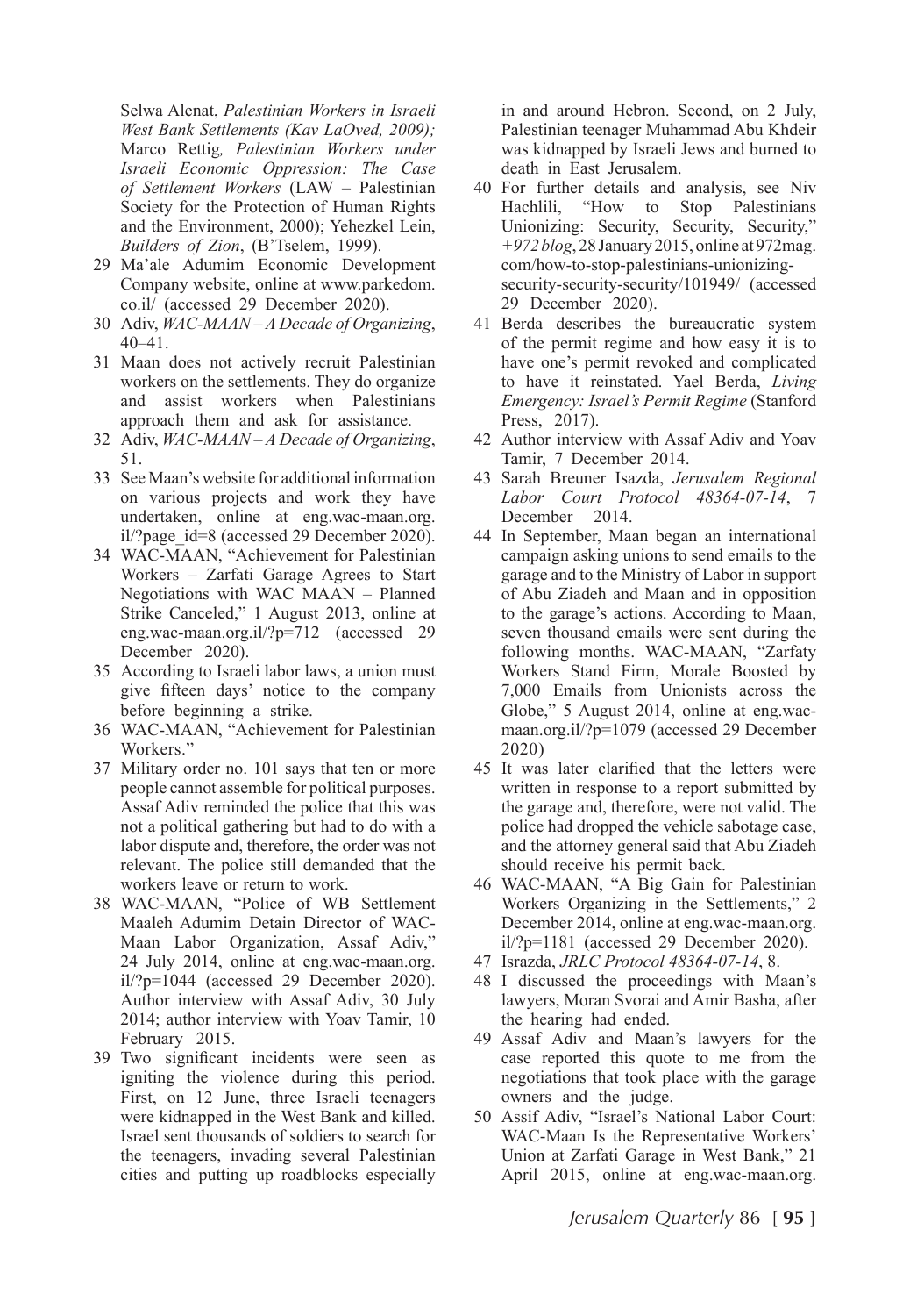Selwa Alenat, *Palestinian Workers in Israeli West Bank Settlements (Kav LaOved, 2009);* Marco Rettig*, Palestinian Workers under Israeli Economic Oppression: The Case of Settlement Workers* (LAW – Palestinian Society for the Protection of Human Rights and the Environment, 2000); Yehezkel Lein, *Builders of Zion*, (B'Tselem, 1999).

29 Ma'ale Adumim Economic Development Company website, online at www.parkedom.co.il/ (accessed 29 December 2020).

30 Adiv, *WAC-MAAN – A Decade of Organizing*, 40–41.

31 Maan does not actively recruit Palestinian workers on the settlements. They do organize and assist workers when Palestinians approach them and ask for assistance.

32 Adiv, *WAC-MAAN – A Decade of Organizing*, 51.

33 See Maan's website for additional information on various projects and work they have undertaken, online at eng.wac-maan.org.il/?page_id=8 (accessed 29 December 2020).

34 WAC-MAAN, "Achievement for Palestinian Workers – Zarfati Garage Agrees to Start Negotiations with WAC MAAN – Planned Strike Canceled," 1 August 2013, online at eng.wac-maan.org.il/?p=712 (accessed 29 December 2020).

35 According to Israeli labor laws, a union must give fifteen days' notice to the company before beginning a strike.

36 WAC-MAAN, "Achievement for Palestinian Workers."

37 Military order no. 101 says that ten or more people cannot assemble for political purposes. Assaf Adiv reminded the police that this was not a political gathering but had to do with a labor dispute and, therefore, the order was not relevant. The police still demanded that the workers leave or return to work.

38 WAC-MAAN, "Police of WB Settlement Maaleh Adumim Detain Director of WAC-Maan Labor Organization, Assaf Adiv," 24 July 2014, online at eng.wac-maan.org.il/?p=1044 (accessed 29 December 2020). Author interview with Assaf Adiv, 30 July 2014; author interview with Yoav Tamir, 10 February 2015.

39 Two significant incidents were seen as igniting the violence during this period. First, on 12 June, three Israeli teenagers were kidnapped in the West Bank and killed. Israel sent thousands of soldiers to search for the teenagers, invading several Palestinian cities and putting up roadblocks especially in and around Hebron. Second, on 2 July, Palestinian teenager Muhammad Abu Khdeir was kidnapped by Israeli Jews and burned to death in East Jerusalem.

40 For further details and analysis, see Niv Hachlili, "How to Stop Palestinians Unionizing: Security, Security, Security," *+972 blog*, 28 January 2015, online at 972mag.com/how-to-stop-palestinians-unionizing-security-security-security/101949/ (accessed 29 December 2020).

41 Berda describes the bureaucratic system of the permit regime and how easy it is to have one's permit revoked and complicated to have it reinstated. Yael Berda, *Living Emergency: Israel's Permit Regime* (Stanford Press, 2017).

42 Author interview with Assaf Adiv and Yoav Tamir, 7 December 2014.

43 Sarah Breuner Isazda, *Jerusalem Regional Labor Court Protocol 48364-07-14*, 7 December 2014.

44 In September, Maan began an international campaign asking unions to send emails to the garage and to the Ministry of Labor in support of Abu Ziadeh and Maan and in opposition to the garage's actions. According to Maan, seven thousand emails were sent during the following months. WAC-MAAN, "Zarfaty Workers Stand Firm, Morale Boosted by 7,000 Emails from Unionists across the Globe," 5 August 2014, online at eng.wac-maan.org.il/?p=1079 (accessed 29 December 2020)

45 It was later clarified that the letters were written in response to a report submitted by the garage and, therefore, were not valid. The police had dropped the vehicle sabotage case, and the attorney general said that Abu Ziadeh should receive his permit back.

46 WAC-MAAN, "A Big Gain for Palestinian Workers Organizing in the Settlements," 2 December 2014, online at eng.wac-maan.org.il/?p=1181 (accessed 29 December 2020).

47 Israzda, *JRLC Protocol 48364-07-14*, 8.

48 I discussed the proceedings with Maan's lawyers, Moran Svorai and Amir Basha, after the hearing had ended.

49 Assaf Adiv and Maan's lawyers for the case reported this quote to me from the negotiations that took place with the garage owners and the judge.

50 Assif Adiv, "Israel's National Labor Court: WAC-Maan Is the Representative Workers' Union at Zarfati Garage in West Bank," 21 April 2015, online at eng.wac-maan.org.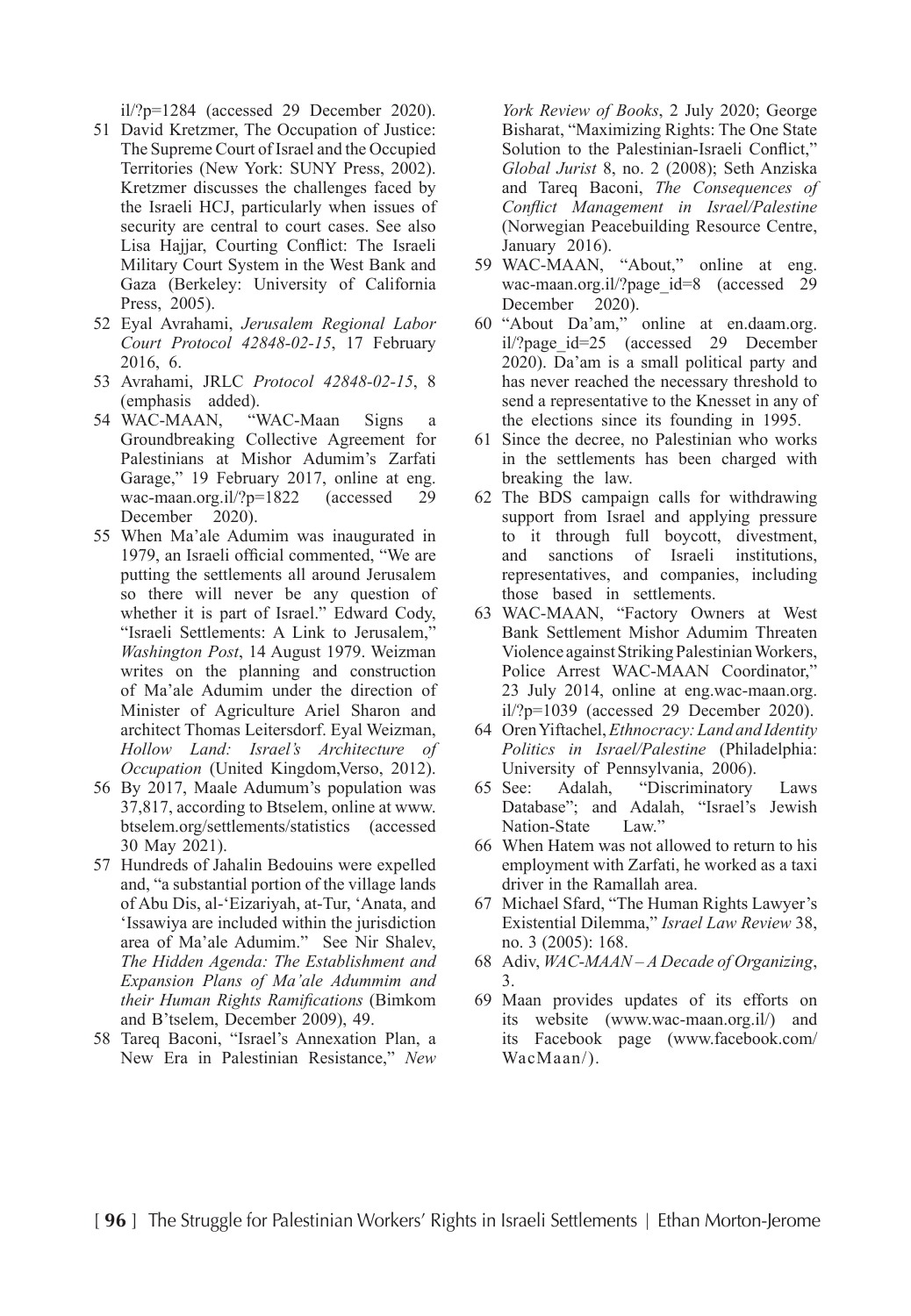il/?p=1284 (accessed 29 December 2020).

51 David Kretzmer, The Occupation of Justice: The Supreme Court of Israel and the Occupied Territories (New York: SUNY Press, 2002). Kretzmer discusses the challenges faced by the Israeli HCJ, particularly when issues of security are central to court cases. See also Lisa Hajjar, Courting Conflict: The Israeli Military Court System in the West Bank and Gaza (Berkeley: University of California Press, 2005).

52 Eyal Avrahami, *Jerusalem Regional Labor Court Protocol 42848-02-15*, 17 February 2016, 6.

53 Avrahami, JRLC *Protocol 42848-02-15*, 8 (emphasis added).

54 WAC-MAAN, "WAC-Maan Signs a Groundbreaking Collective Agreement for Palestinians at Mishor Adumim's Zarfati Garage," 19 February 2017, online at eng.wac-maan.org.il/?p=1822 (accessed 29 December 2020).

55 When Ma'ale Adumim was inaugurated in 1979, an Israeli official commented, "We are putting the settlements all around Jerusalem so there will never be any question of whether it is part of Israel." Edward Cody, "Israeli Settlements: A Link to Jerusalem," *Washington Post*, 14 August 1979. Weizman writes on the planning and construction of Ma'ale Adumim under the direction of Minister of Agriculture Ariel Sharon and architect Thomas Leitersdorf. Eyal Weizman, *Hollow Land: Israel's Architecture of Occupation* (United Kingdom,Verso, 2012).

56 By 2017, Maale Adumum's population was 37,817, according to Btselem, online at www.btselem.org/settlements/statistics (accessed 30 May 2021).

57 Hundreds of Jahalin Bedouins were expelled and, "a substantial portion of the village lands of Abu Dis, al-'Eizariyah, at-Tur, 'Anata, and 'Issawiya are included within the jurisdiction area of Ma'ale Adumim." See Nir Shalev, *The Hidden Agenda: The Establishment and Expansion Plans of Ma'ale Adummim and their Human Rights Ramifications* (Bimkom and B'tselem, December 2009), 49.

58 Tareq Baconi, "Israel's Annexation Plan, a New Era in Palestinian Resistance," *New York Review of Books*, 2 July 2020; George Bisharat, "Maximizing Rights: The One State Solution to the Palestinian-Israeli Conflict," *Global Jurist* 8, no. 2 (2008); Seth Anziska and Tareq Baconi, *The Consequences of Conflict Management in Israel/Palestine* (Norwegian Peacebuilding Resource Centre, January 2016).

59 WAC-MAAN, "About," online at eng.wac-maan.org.il/?page_id=8 (accessed 29 December 2020).

60 "About Da'am," online at en.daam.org.il/?page_id=25 (accessed 29 December 2020). Da'am is a small political party and has never reached the necessary threshold to send a representative to the Knesset in any of the elections since its founding in 1995.

61 Since the decree, no Palestinian who works in the settlements has been charged with breaking the law.

62 The BDS campaign calls for withdrawing support from Israel and applying pressure to it through full boycott, divestment, and sanctions of Israeli institutions, representatives, and companies, including those based in settlements.

63 WAC-MAAN, "Factory Owners at West Bank Settlement Mishor Adumim Threaten Violence against Striking Palestinian Workers, Police Arrest WAC-MAAN Coordinator," 23 July 2014, online at eng.wac-maan.org.il/?p=1039 (accessed 29 December 2020).

64 Oren Yiftachel, *Ethnocracy: Land and Identity Politics in Israel/Palestine* (Philadelphia: University of Pennsylvania, 2006).

65 See: Adalah, "Discriminatory Laws Database"; and Adalah, "Israel's Jewish Nation-State Law."

66 When Hatem was not allowed to return to his employment with Zarfati, he worked as a taxi driver in the Ramallah area.

67 Michael Sfard, "The Human Rights Lawyer's Existential Dilemma," *Israel Law Review* 38, no. 3 (2005): 168.

68 Adiv, *WAC-MAAN – A Decade of Organizing*, 3.

69 Maan provides updates of its efforts on its website (www.wac-maan.org.il/) and its Facebook page (www.facebook.com/WacMaan/).